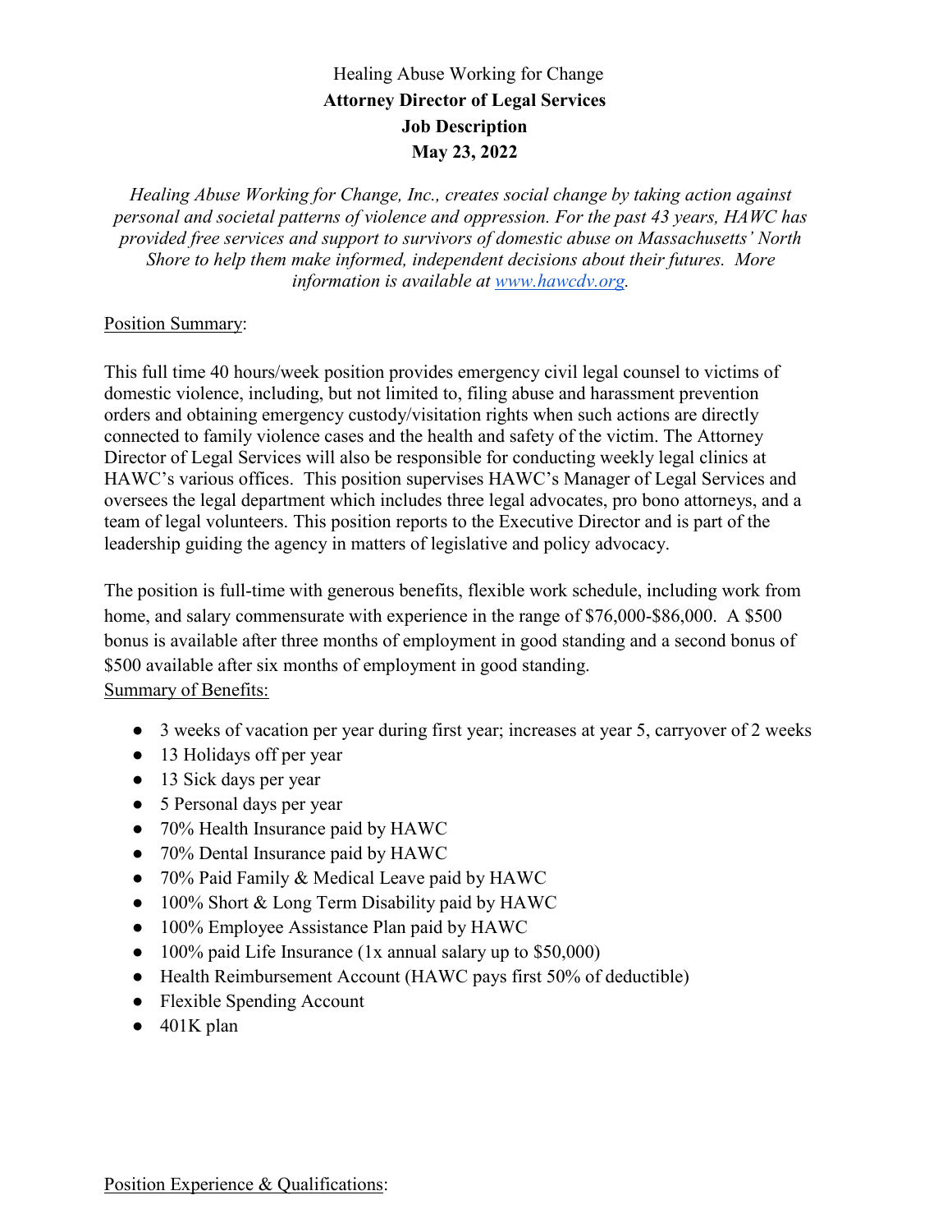# Healing Abuse Working for Change

## Attorney Director of Legal Services

## Job Description

## May 23, 2022

*Healing Abuse Working for Change, Inc., creates social change by taking action against personal and societal patterns of violence and oppression. For the past 43 years, HAWC has provided free services and support to survivors of domestic abuse on Massachusetts' North Shore to help them make informed, independent decisions about their futures. More information is available at [www.hawcdv.org](www.hawcdv.org).*

<u>Position Summary</u>:

This full time 40 hours/week position provides emergency civil legal counsel to victims of domestic violence, including, but not limited to, filing abuse and harassment prevention orders and obtaining emergency custody/visitation rights when such actions are directly connected to family violence cases and the health and safety of the victim. The Attorney Director of Legal Services will also be responsible for conducting weekly legal clinics at HAWC's various offices. This position supervises HAWC's Manager of Legal Services and oversees the legal department which includes three legal advocates, pro bono attorneys, and a team of legal volunteers. This position reports to the Executive Director and is part of the leadership guiding the agency in matters of legislative and policy advocacy.

The position is full-time with generous benefits, flexible work schedule, including work from home, and salary commensurate with experience in the range of $76,000-$86,000. A $500 bonus is available after three months of employment in good standing and a second bonus of $500 available after six months of employment in good standing.

<u>Summary of Benefits:</u>

- 3 weeks of vacation per year during first year; increases at year 5, carryover of 2 weeks
- 13 Holidays off per year
- 13 Sick days per year
- 5 Personal days per year
- 70% Health Insurance paid by HAWC
- 70% Dental Insurance paid by HAWC
- 70% Paid Family & Medical Leave paid by HAWC
- 100% Short & Long Term Disability paid by HAWC
- 100% Employee Assistance Plan paid by HAWC
- 100% paid Life Insurance (1x annual salary up to $50,000)
- Health Reimbursement Account (HAWC pays first 50% of deductible)
- Flexible Spending Account
- 401K plan

<u>Position Experience & Qualifications</u>: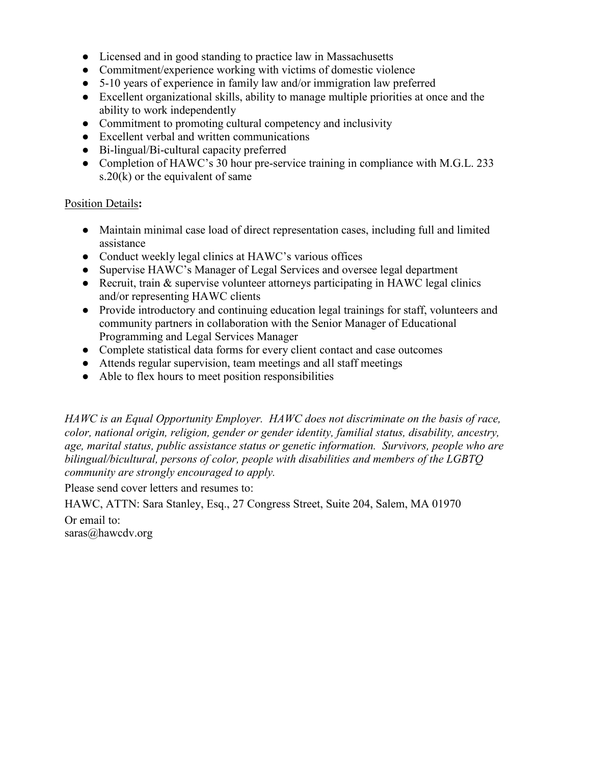- Licensed and in good standing to practice law in Massachusetts
- Commitment/experience working with victims of domestic violence
- 5-10 years of experience in family law and/or immigration law preferred
- Excellent organizational skills, ability to manage multiple priorities at once and the ability to work independently
- Commitment to promoting cultural competency and inclusivity
- Excellent verbal and written communications
- Bi-lingual/Bi-cultural capacity preferred
- Completion of HAWC's 30 hour pre-service training in compliance with M.G.L. 233 s.20(k) or the equivalent of same

Position Details**:**

- Maintain minimal case load of direct representation cases, including full and limited assistance
- Conduct weekly legal clinics at HAWC's various offices
- Supervise HAWC's Manager of Legal Services and oversee legal department
- Recruit, train & supervise volunteer attorneys participating in HAWC legal clinics and/or representing HAWC clients
- Provide introductory and continuing education legal trainings for staff, volunteers and community partners in collaboration with the Senior Manager of Educational Programming and Legal Services Manager
- Complete statistical data forms for every client contact and case outcomes
- Attends regular supervision, team meetings and all staff meetings
- Able to flex hours to meet position responsibilities

*HAWC is an Equal Opportunity Employer. HAWC does not discriminate on the basis of race, color, national origin, religion, gender or gender identity, familial status, disability, ancestry, age, marital status, public assistance status or genetic information. Survivors, people who are bilingual/bicultural, persons of color, people with disabilities and members of the LGBTQ community are strongly encouraged to apply.*

Please send cover letters and resumes to:

HAWC, ATTN: Sara Stanley, Esq., 27 Congress Street, Suite 204, Salem, MA 01970

Or email to:
saras@hawcdv.org